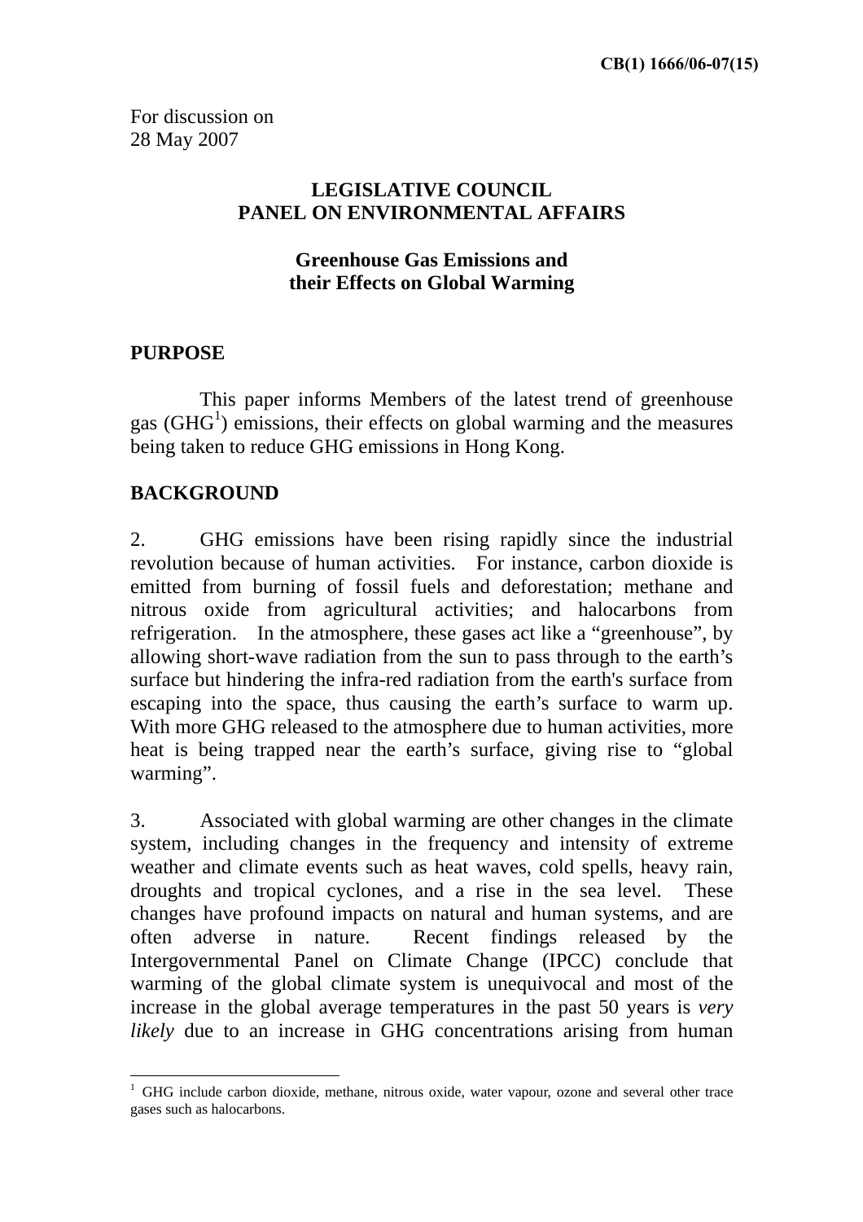**CB(1) 1666/06-07(15)**

For discussion on
28 May 2007

# LEGISLATIVE COUNCIL
# PANEL ON ENVIRONMENTAL AFFAIRS

## Greenhouse Gas Emissions and their Effects on Global Warming

## PURPOSE

This paper informs Members of the latest trend of greenhouse gas (GHG[1]) emissions, their effects on global warming and the measures being taken to reduce GHG emissions in Hong Kong.

## BACKGROUND

2. GHG emissions have been rising rapidly since the industrial revolution because of human activities. For instance, carbon dioxide is emitted from burning of fossil fuels and deforestation; methane and nitrous oxide from agricultural activities; and halocarbons from refrigeration. In the atmosphere, these gases act like a "greenhouse", by allowing short-wave radiation from the sun to pass through to the earth's surface but hindering the infra-red radiation from the earth's surface from escaping into the space, thus causing the earth's surface to warm up. With more GHG released to the atmosphere due to human activities, more heat is being trapped near the earth's surface, giving rise to "global warming".

3. Associated with global warming are other changes in the climate system, including changes in the frequency and intensity of extreme weather and climate events such as heat waves, cold spells, heavy rain, droughts and tropical cyclones, and a rise in the sea level. These changes have profound impacts on natural and human systems, and are often adverse in nature. Recent findings released by the Intergovernmental Panel on Climate Change (IPCC) conclude that warming of the global climate system is unequivocal and most of the increase in the global average temperatures in the past 50 years is *very likely* due to an increase in GHG concentrations arising from human

---

[1] GHG include carbon dioxide, methane, nitrous oxide, water vapour, ozone and several other trace gases such as halocarbons.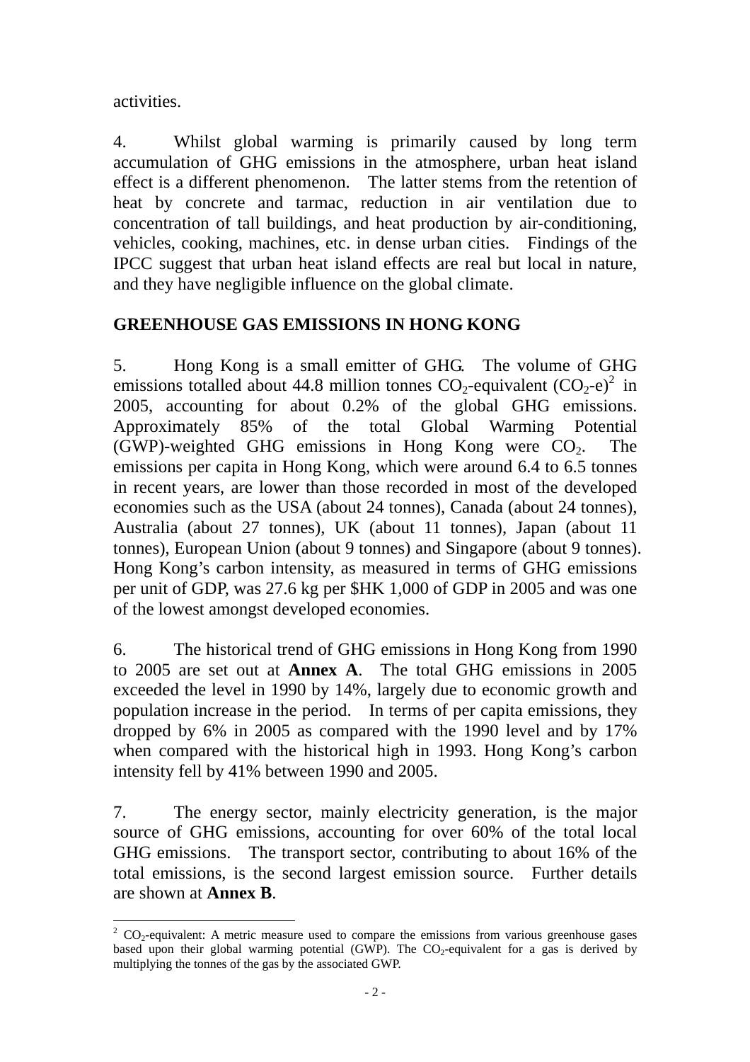activities.

4. Whilst global warming is primarily caused by long term accumulation of GHG emissions in the atmosphere, urban heat island effect is a different phenomenon. The latter stems from the retention of heat by concrete and tarmac, reduction in air ventilation due to concentration of tall buildings, and heat production by air-conditioning, vehicles, cooking, machines, etc. in dense urban cities. Findings of the IPCC suggest that urban heat island effects are real but local in nature, and they have negligible influence on the global climate.

**GREENHOUSE GAS EMISSIONS IN HONG KONG**

5. Hong Kong is a small emitter of GHG. The volume of GHG emissions totalled about 44.8 million tonnes $CO_2$-equivalent ($CO_2$-e)[2] in 2005, accounting for about 0.2% of the global GHG emissions. Approximately 85% of the total Global Warming Potential (GWP)-weighted GHG emissions in Hong Kong were $CO_2$. The emissions per capita in Hong Kong, which were around 6.4 to 6.5 tonnes in recent years, are lower than those recorded in most of the developed economies such as the USA (about 24 tonnes), Canada (about 24 tonnes), Australia (about 27 tonnes), UK (about 11 tonnes), Japan (about 11 tonnes), European Union (about 9 tonnes) and Singapore (about 9 tonnes). Hong Kong's carbon intensity, as measured in terms of GHG emissions per unit of GDP, was 27.6 kg per $HK 1,000 of GDP in 2005 and was one of the lowest amongst developed economies.

6. The historical trend of GHG emissions in Hong Kong from 1990 to 2005 are set out at **Annex A**. The total GHG emissions in 2005 exceeded the level in 1990 by 14%, largely due to economic growth and population increase in the period. In terms of per capita emissions, they dropped by 6% in 2005 as compared with the 1990 level and by 17% when compared with the historical high in 1993. Hong Kong's carbon intensity fell by 41% between 1990 and 2005.

7. The energy sector, mainly electricity generation, is the major source of GHG emissions, accounting for over 60% of the total local GHG emissions. The transport sector, contributing to about 16% of the total emissions, is the second largest emission source. Further details are shown at **Annex B**.

[2] $CO_2$-equivalent: A metric measure used to compare the emissions from various greenhouse gases based upon their global warming potential (GWP). The $CO_2$-equivalent for a gas is derived by multiplying the tonnes of the gas by the associated GWP.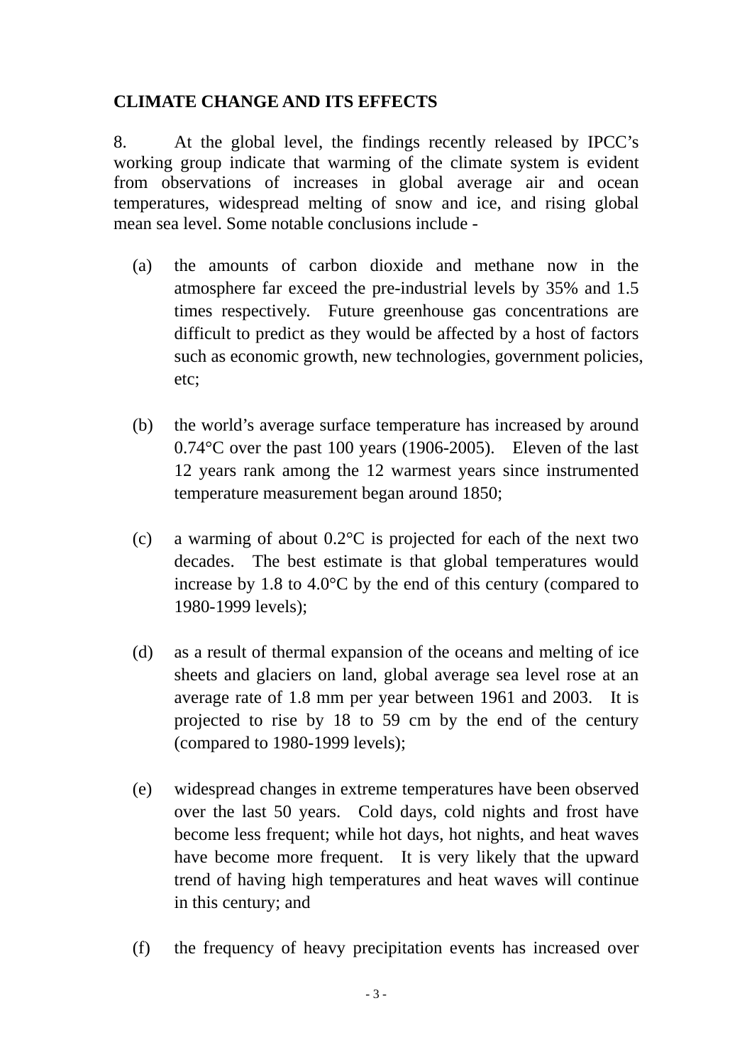**CLIMATE CHANGE AND ITS EFFECTS**

8. At the global level, the findings recently released by IPCC's working group indicate that warming of the climate system is evident from observations of increases in global average air and ocean temperatures, widespread melting of snow and ice, and rising global mean sea level. Some notable conclusions include -

(a) the amounts of carbon dioxide and methane now in the atmosphere far exceed the pre-industrial levels by 35% and 1.5 times respectively. Future greenhouse gas concentrations are difficult to predict as they would be affected by a host of factors such as economic growth, new technologies, government policies, etc;

(b) the world's average surface temperature has increased by around 0.74°C over the past 100 years (1906-2005). Eleven of the last 12 years rank among the 12 warmest years since instrumented temperature measurement began around 1850;

(c) a warming of about 0.2°C is projected for each of the next two decades. The best estimate is that global temperatures would increase by 1.8 to 4.0°C by the end of this century (compared to 1980-1999 levels);

(d) as a result of thermal expansion of the oceans and melting of ice sheets and glaciers on land, global average sea level rose at an average rate of 1.8 mm per year between 1961 and 2003. It is projected to rise by 18 to 59 cm by the end of the century (compared to 1980-1999 levels);

(e) widespread changes in extreme temperatures have been observed over the last 50 years. Cold days, cold nights and frost have become less frequent; while hot days, hot nights, and heat waves have become more frequent. It is very likely that the upward trend of having high temperatures and heat waves will continue in this century; and

(f) the frequency of heavy precipitation events has increased over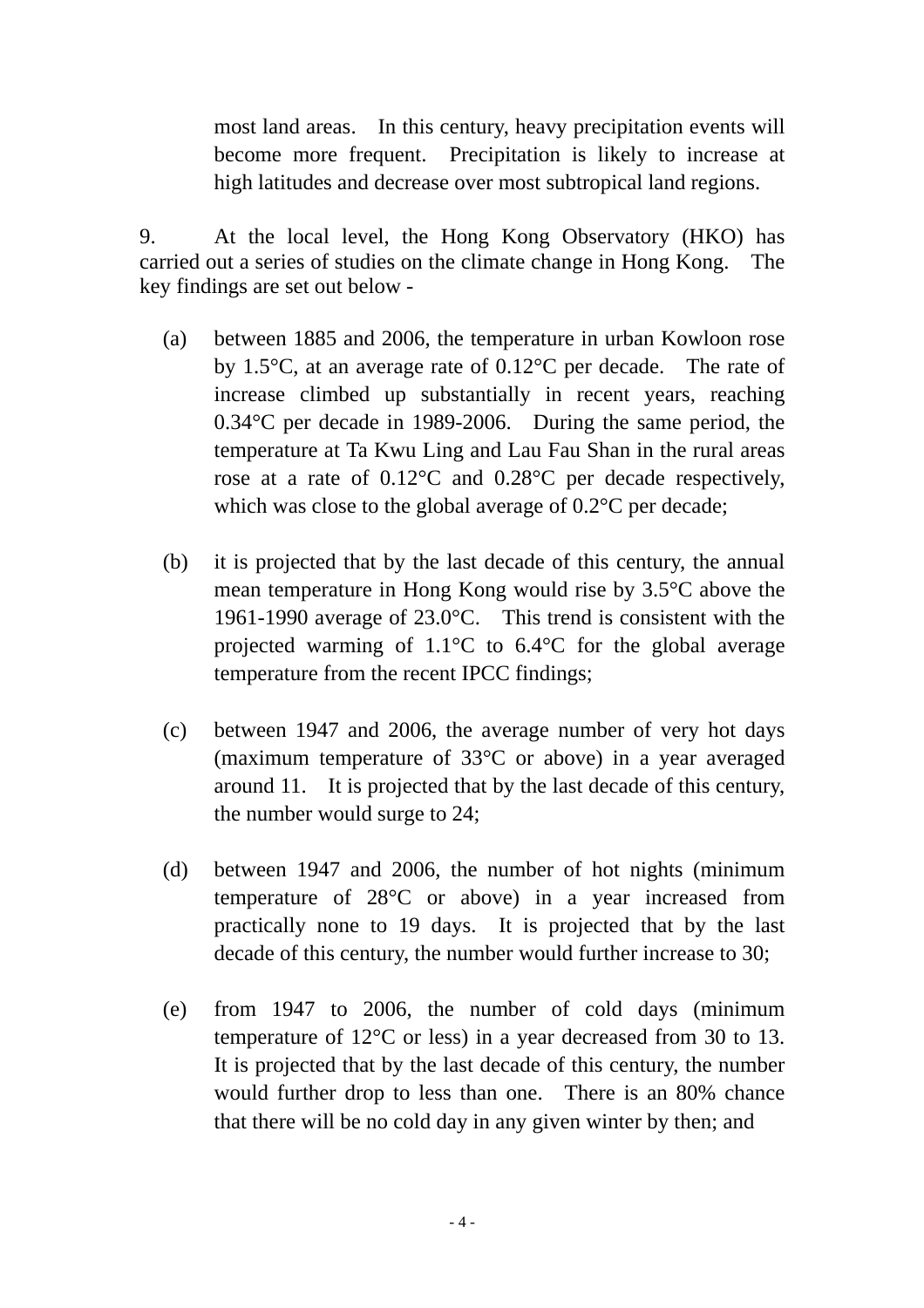most land areas. In this century, heavy precipitation events will become more frequent. Precipitation is likely to increase at high latitudes and decrease over most subtropical land regions.

9. At the local level, the Hong Kong Observatory (HKO) has carried out a series of studies on the climate change in Hong Kong. The key findings are set out below -

(a) between 1885 and 2006, the temperature in urban Kowloon rose by 1.5°C, at an average rate of 0.12°C per decade. The rate of increase climbed up substantially in recent years, reaching 0.34°C per decade in 1989-2006. During the same period, the temperature at Ta Kwu Ling and Lau Fau Shan in the rural areas rose at a rate of 0.12°C and 0.28°C per decade respectively, which was close to the global average of 0.2°C per decade;

(b) it is projected that by the last decade of this century, the annual mean temperature in Hong Kong would rise by 3.5°C above the 1961-1990 average of 23.0°C. This trend is consistent with the projected warming of 1.1°C to 6.4°C for the global average temperature from the recent IPCC findings;

(c) between 1947 and 2006, the average number of very hot days (maximum temperature of 33°C or above) in a year averaged around 11. It is projected that by the last decade of this century, the number would surge to 24;

(d) between 1947 and 2006, the number of hot nights (minimum temperature of 28°C or above) in a year increased from practically none to 19 days. It is projected that by the last decade of this century, the number would further increase to 30;

(e) from 1947 to 2006, the number of cold days (minimum temperature of 12°C or less) in a year decreased from 30 to 13. It is projected that by the last decade of this century, the number would further drop to less than one. There is an 80% chance that there will be no cold day in any given winter by then; and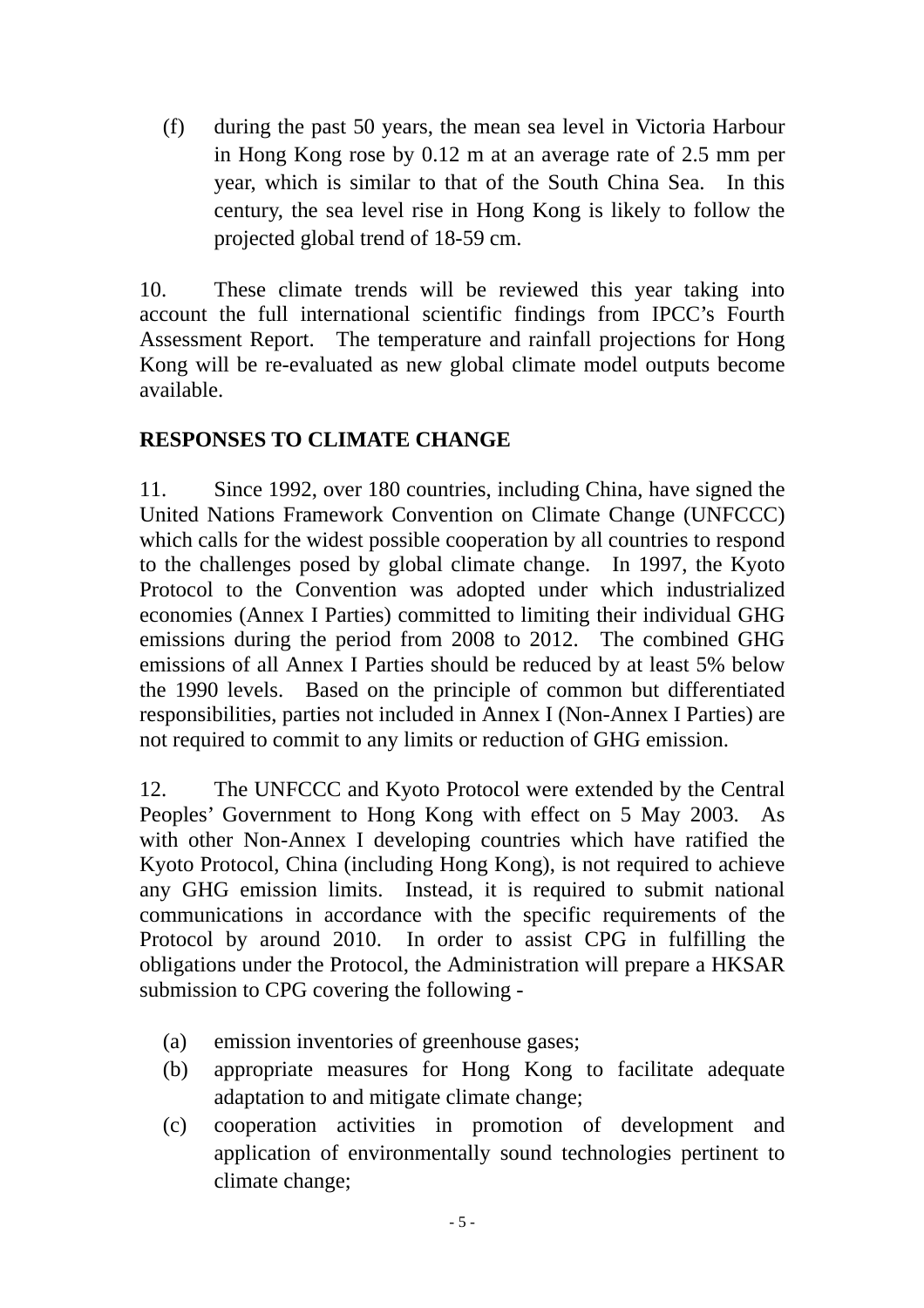(f) during the past 50 years, the mean sea level in Victoria Harbour in Hong Kong rose by 0.12 m at an average rate of 2.5 mm per year, which is similar to that of the South China Sea. In this century, the sea level rise in Hong Kong is likely to follow the projected global trend of 18-59 cm.

10. These climate trends will be reviewed this year taking into account the full international scientific findings from IPCC's Fourth Assessment Report. The temperature and rainfall projections for Hong Kong will be re-evaluated as new global climate model outputs become available.

**RESPONSES TO CLIMATE CHANGE**

11. Since 1992, over 180 countries, including China, have signed the United Nations Framework Convention on Climate Change (UNFCCC) which calls for the widest possible cooperation by all countries to respond to the challenges posed by global climate change. In 1997, the Kyoto Protocol to the Convention was adopted under which industrialized economies (Annex I Parties) committed to limiting their individual GHG emissions during the period from 2008 to 2012. The combined GHG emissions of all Annex I Parties should be reduced by at least 5% below the 1990 levels. Based on the principle of common but differentiated responsibilities, parties not included in Annex I (Non-Annex I Parties) are not required to commit to any limits or reduction of GHG emission.

12. The UNFCCC and Kyoto Protocol were extended by the Central Peoples' Government to Hong Kong with effect on 5 May 2003. As with other Non-Annex I developing countries which have ratified the Kyoto Protocol, China (including Hong Kong), is not required to achieve any GHG emission limits. Instead, it is required to submit national communications in accordance with the specific requirements of the Protocol by around 2010. In order to assist CPG in fulfilling the obligations under the Protocol, the Administration will prepare a HKSAR submission to CPG covering the following -

(a) emission inventories of greenhouse gases;
(b) appropriate measures for Hong Kong to facilitate adequate adaptation to and mitigate climate change;
(c) cooperation activities in promotion of development and application of environmentally sound technologies pertinent to climate change;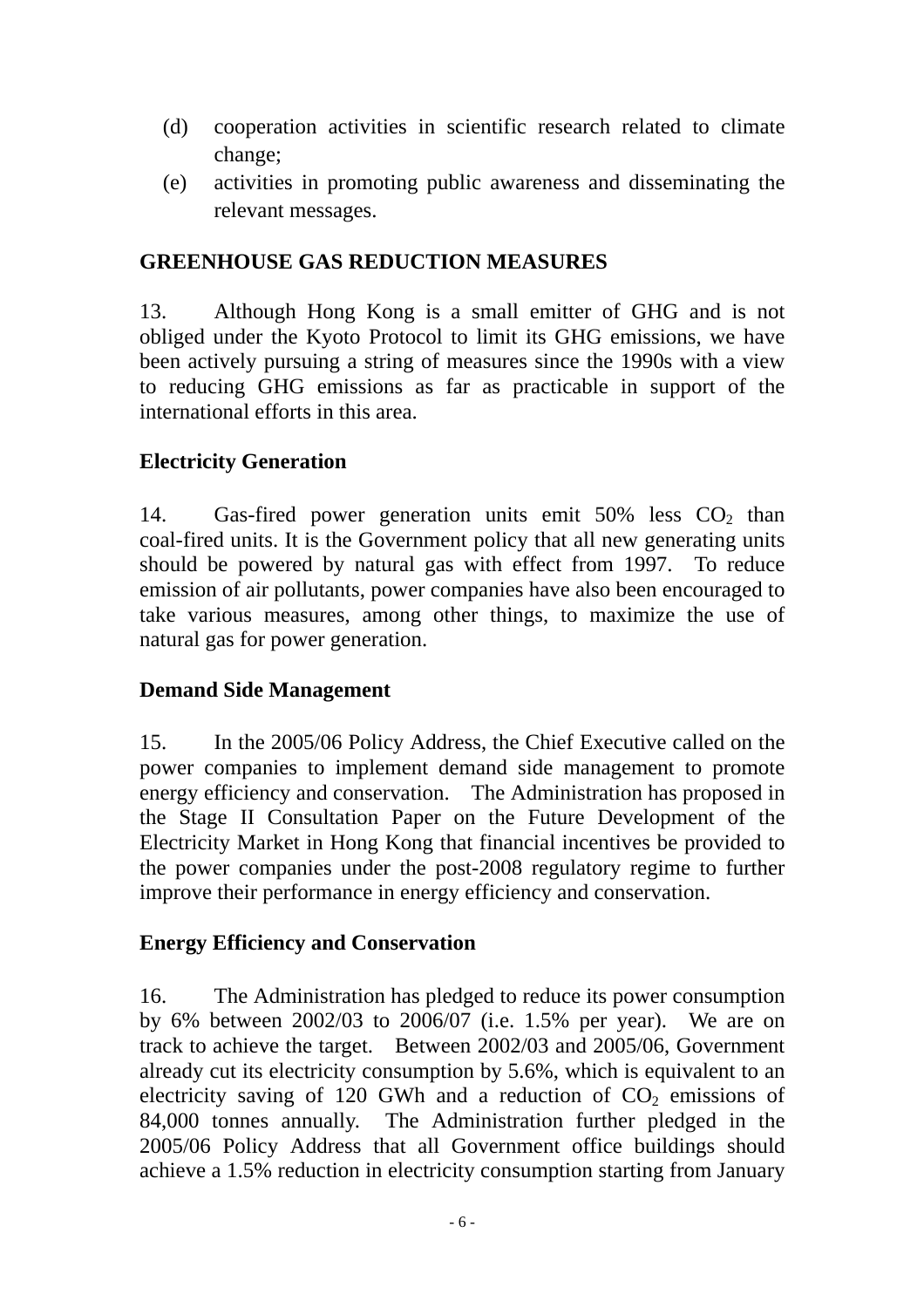(d) cooperation activities in scientific research related to climate change;
(e) activities in promoting public awareness and disseminating the relevant messages.

## GREENHOUSE GAS REDUCTION MEASURES

13. Although Hong Kong is a small emitter of GHG and is not obliged under the Kyoto Protocol to limit its GHG emissions, we have been actively pursuing a string of measures since the 1990s with a view to reducing GHG emissions as far as practicable in support of the international efforts in this area.

### Electricity Generation

14. Gas-fired power generation units emit 50% less $CO_2$ than coal-fired units. It is the Government policy that all new generating units should be powered by natural gas with effect from 1997. To reduce emission of air pollutants, power companies have also been encouraged to take various measures, among other things, to maximize the use of natural gas for power generation.

### Demand Side Management

15. In the 2005/06 Policy Address, the Chief Executive called on the power companies to implement demand side management to promote energy efficiency and conservation. The Administration has proposed in the Stage II Consultation Paper on the Future Development of the Electricity Market in Hong Kong that financial incentives be provided to the power companies under the post-2008 regulatory regime to further improve their performance in energy efficiency and conservation.

### Energy Efficiency and Conservation

16. The Administration has pledged to reduce its power consumption by 6% between 2002/03 to 2006/07 (i.e. 1.5% per year). We are on track to achieve the target. Between 2002/03 and 2005/06, Government already cut its electricity consumption by 5.6%, which is equivalent to an electricity saving of 120 GWh and a reduction of $CO_2$ emissions of 84,000 tonnes annually. The Administration further pledged in the 2005/06 Policy Address that all Government office buildings should achieve a 1.5% reduction in electricity consumption starting from January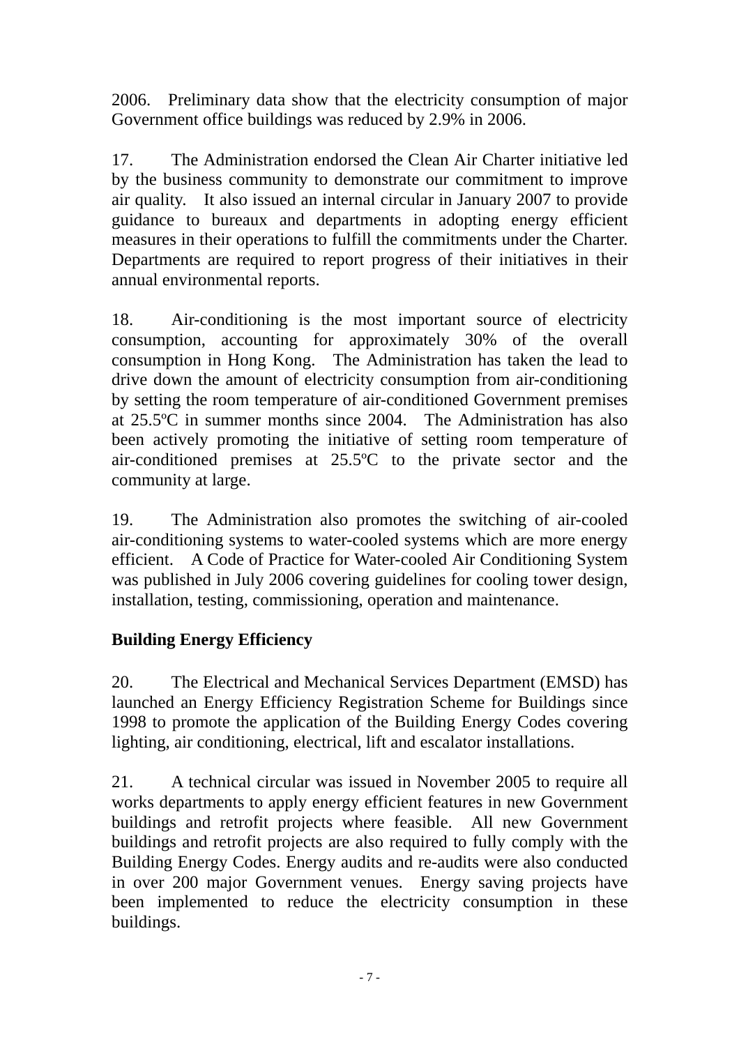2006. Preliminary data show that the electricity consumption of major Government office buildings was reduced by 2.9% in 2006.

17. The Administration endorsed the Clean Air Charter initiative led by the business community to demonstrate our commitment to improve air quality. It also issued an internal circular in January 2007 to provide guidance to bureaux and departments in adopting energy efficient measures in their operations to fulfill the commitments under the Charter. Departments are required to report progress of their initiatives in their annual environmental reports.

18. Air-conditioning is the most important source of electricity consumption, accounting for approximately 30% of the overall consumption in Hong Kong. The Administration has taken the lead to drive down the amount of electricity consumption from air-conditioning by setting the room temperature of air-conditioned Government premises at 25.5ºC in summer months since 2004. The Administration has also been actively promoting the initiative of setting room temperature of air-conditioned premises at 25.5ºC to the private sector and the community at large.

19. The Administration also promotes the switching of air-cooled air-conditioning systems to water-cooled systems which are more energy efficient. A Code of Practice for Water-cooled Air Conditioning System was published in July 2006 covering guidelines for cooling tower design, installation, testing, commissioning, operation and maintenance.

**Building Energy Efficiency**

20. The Electrical and Mechanical Services Department (EMSD) has launched an Energy Efficiency Registration Scheme for Buildings since 1998 to promote the application of the Building Energy Codes covering lighting, air conditioning, electrical, lift and escalator installations.

21. A technical circular was issued in November 2005 to require all works departments to apply energy efficient features in new Government buildings and retrofit projects where feasible. All new Government buildings and retrofit projects are also required to fully comply with the Building Energy Codes. Energy audits and re-audits were also conducted in over 200 major Government venues. Energy saving projects have been implemented to reduce the electricity consumption in these buildings.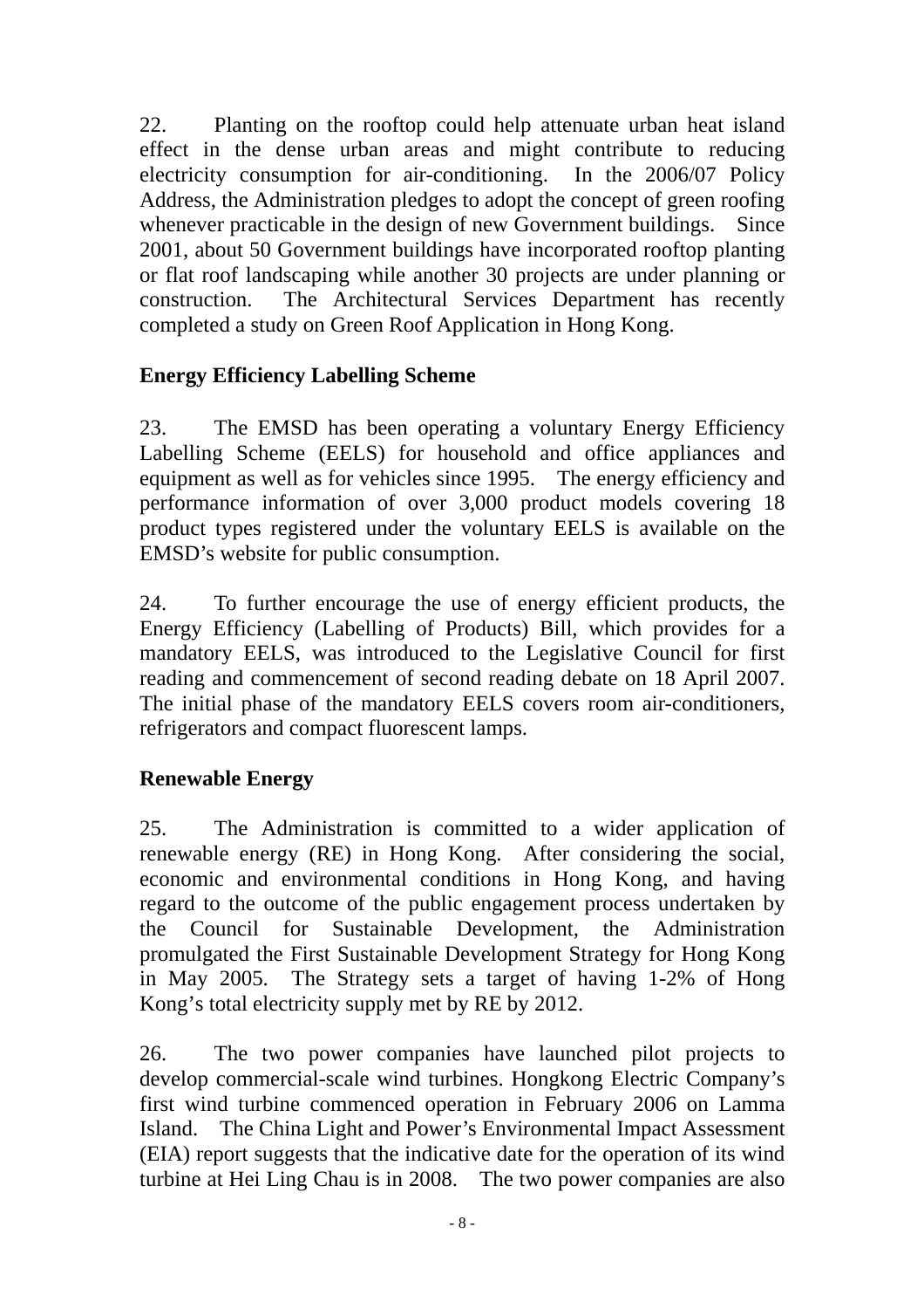22. Planting on the rooftop could help attenuate urban heat island effect in the dense urban areas and might contribute to reducing electricity consumption for air-conditioning. In the 2006/07 Policy Address, the Administration pledges to adopt the concept of green roofing whenever practicable in the design of new Government buildings. Since 2001, about 50 Government buildings have incorporated rooftop planting or flat roof landscaping while another 30 projects are under planning or construction. The Architectural Services Department has recently completed a study on Green Roof Application in Hong Kong.

**Energy Efficiency Labelling Scheme**

23. The EMSD has been operating a voluntary Energy Efficiency Labelling Scheme (EELS) for household and office appliances and equipment as well as for vehicles since 1995. The energy efficiency and performance information of over 3,000 product models covering 18 product types registered under the voluntary EELS is available on the EMSD's website for public consumption.

24. To further encourage the use of energy efficient products, the Energy Efficiency (Labelling of Products) Bill, which provides for a mandatory EELS, was introduced to the Legislative Council for first reading and commencement of second reading debate on 18 April 2007. The initial phase of the mandatory EELS covers room air-conditioners, refrigerators and compact fluorescent lamps.

**Renewable Energy**

25. The Administration is committed to a wider application of renewable energy (RE) in Hong Kong. After considering the social, economic and environmental conditions in Hong Kong, and having regard to the outcome of the public engagement process undertaken by the Council for Sustainable Development, the Administration promulgated the First Sustainable Development Strategy for Hong Kong in May 2005. The Strategy sets a target of having 1-2% of Hong Kong's total electricity supply met by RE by 2012.

26. The two power companies have launched pilot projects to develop commercial-scale wind turbines. Hongkong Electric Company's first wind turbine commenced operation in February 2006 on Lamma Island. The China Light and Power's Environmental Impact Assessment (EIA) report suggests that the indicative date for the operation of its wind turbine at Hei Ling Chau is in 2008. The two power companies are also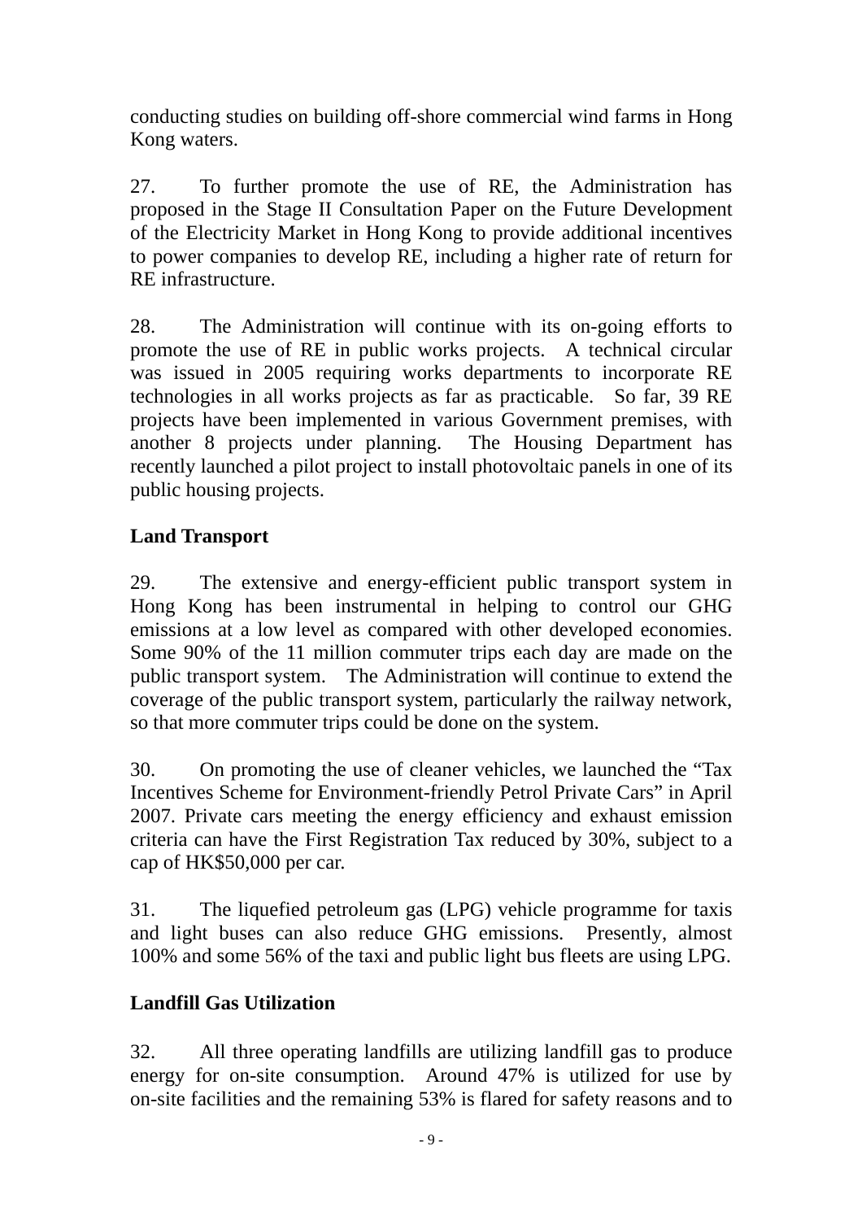conducting studies on building off-shore commercial wind farms in Hong Kong waters.

27. To further promote the use of RE, the Administration has proposed in the Stage II Consultation Paper on the Future Development of the Electricity Market in Hong Kong to provide additional incentives to power companies to develop RE, including a higher rate of return for RE infrastructure.

28. The Administration will continue with its on-going efforts to promote the use of RE in public works projects. A technical circular was issued in 2005 requiring works departments to incorporate RE technologies in all works projects as far as practicable. So far, 39 RE projects have been implemented in various Government premises, with another 8 projects under planning. The Housing Department has recently launched a pilot project to install photovoltaic panels in one of its public housing projects.

**Land Transport**

29. The extensive and energy-efficient public transport system in Hong Kong has been instrumental in helping to control our GHG emissions at a low level as compared with other developed economies. Some 90% of the 11 million commuter trips each day are made on the public transport system. The Administration will continue to extend the coverage of the public transport system, particularly the railway network, so that more commuter trips could be done on the system.

30. On promoting the use of cleaner vehicles, we launched the "Tax Incentives Scheme for Environment-friendly Petrol Private Cars" in April 2007. Private cars meeting the energy efficiency and exhaust emission criteria can have the First Registration Tax reduced by 30%, subject to a cap of HK$50,000 per car.

31. The liquefied petroleum gas (LPG) vehicle programme for taxis and light buses can also reduce GHG emissions. Presently, almost 100% and some 56% of the taxi and public light bus fleets are using LPG.

**Landfill Gas Utilization**

32. All three operating landfills are utilizing landfill gas to produce energy for on-site consumption. Around 47% is utilized for use by on-site facilities and the remaining 53% is flared for safety reasons and to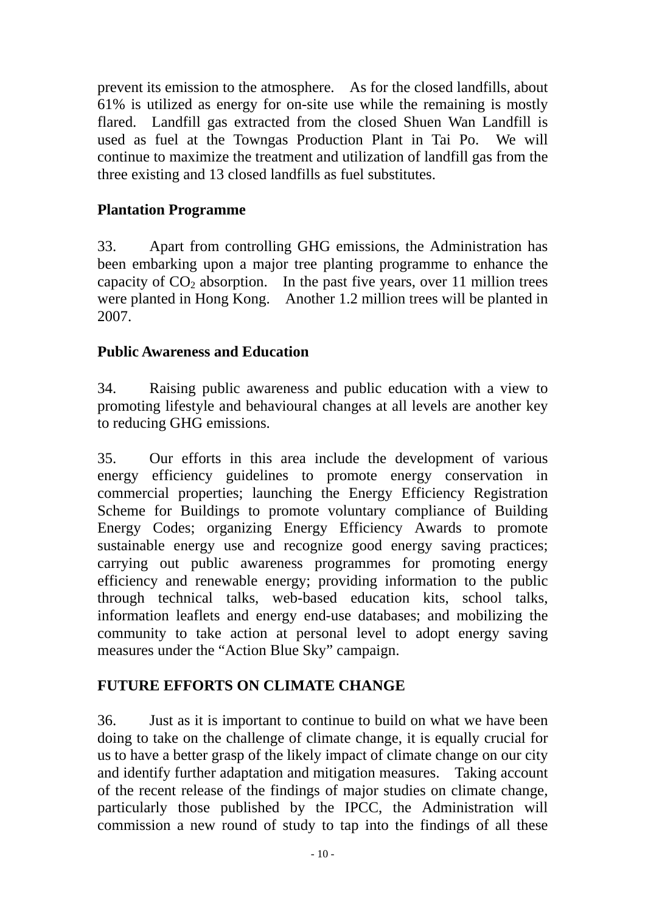prevent its emission to the atmosphere. As for the closed landfills, about 61% is utilized as energy for on-site use while the remaining is mostly flared. Landfill gas extracted from the closed Shuen Wan Landfill is used as fuel at the Towngas Production Plant in Tai Po. We will continue to maximize the treatment and utilization of landfill gas from the three existing and 13 closed landfills as fuel substitutes.

**Plantation Programme**

33. Apart from controlling GHG emissions, the Administration has been embarking upon a major tree planting programme to enhance the capacity of $CO_2$ absorption. In the past five years, over 11 million trees were planted in Hong Kong. Another 1.2 million trees will be planted in 2007.

**Public Awareness and Education**

34. Raising public awareness and public education with a view to promoting lifestyle and behavioural changes at all levels are another key to reducing GHG emissions.

35. Our efforts in this area include the development of various energy efficiency guidelines to promote energy conservation in commercial properties; launching the Energy Efficiency Registration Scheme for Buildings to promote voluntary compliance of Building Energy Codes; organizing Energy Efficiency Awards to promote sustainable energy use and recognize good energy saving practices; carrying out public awareness programmes for promoting energy efficiency and renewable energy; providing information to the public through technical talks, web-based education kits, school talks, information leaflets and energy end-use databases; and mobilizing the community to take action at personal level to adopt energy saving measures under the "Action Blue Sky" campaign.

**FUTURE EFFORTS ON CLIMATE CHANGE**

36. Just as it is important to continue to build on what we have been doing to take on the challenge of climate change, it is equally crucial for us to have a better grasp of the likely impact of climate change on our city and identify further adaptation and mitigation measures. Taking account of the recent release of the findings of major studies on climate change, particularly those published by the IPCC, the Administration will commission a new round of study to tap into the findings of all these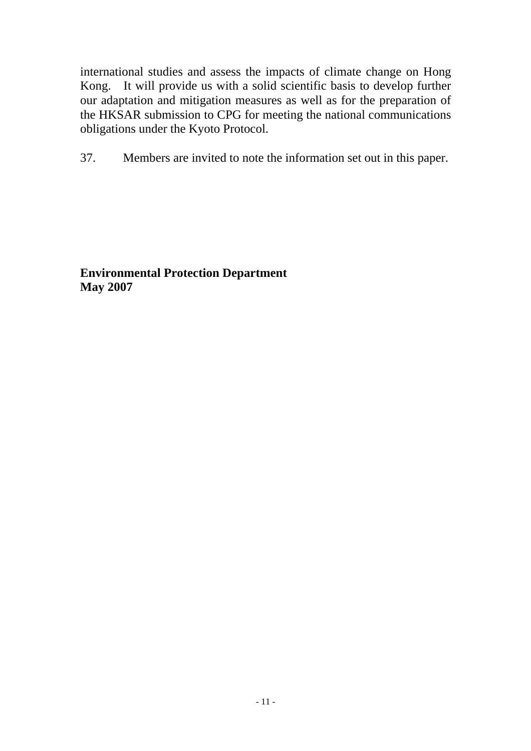international studies and assess the impacts of climate change on Hong Kong. It will provide us with a solid scientific basis to develop further our adaptation and mitigation measures as well as for the preparation of the HKSAR submission to CPG for meeting the national communications obligations under the Kyoto Protocol.

37. Members are invited to note the information set out in this paper.

**Environmental Protection Department**
**May 2007**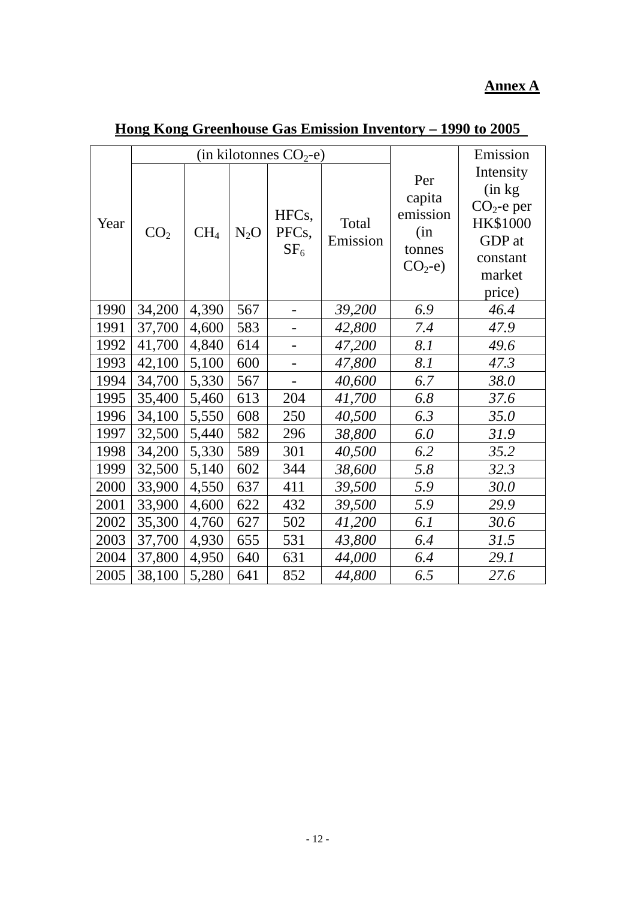**Annex A**

**Hong Kong Greenhouse Gas Emission Inventory – 1990 to 2005**

| Year | (in kilotonnes $CO_2$-e) | | | | | Per capita emission (in tonnes $CO_2$-e) | Emission Intensity (in kg $CO_2$-e per HK$1000 GDP at constant market price) |
|---|---|---|---|---|---|---|---|
| | $CO_2$ | $CH_4$ | $N_2O$ | HFCs, PFCs, $SF_6$ | Total Emission | | |
| 1990 | 34,200 | 4,390 | 567 | - | *39,200* | *6.9* | *46.4* |
| 1991 | 37,700 | 4,600 | 583 | - | *42,800* | *7.4* | *47.9* |
| 1992 | 41,700 | 4,840 | 614 | - | *47,200* | *8.1* | *49.6* |
| 1993 | 42,100 | 5,100 | 600 | - | *47,800* | *8.1* | *47.3* |
| 1994 | 34,700 | 5,330 | 567 | - | *40,600* | *6.7* | *38.0* |
| 1995 | 35,400 | 5,460 | 613 | 204 | *41,700* | *6.8* | *37.6* |
| 1996 | 34,100 | 5,550 | 608 | 250 | *40,500* | *6.3* | *35.0* |
| 1997 | 32,500 | 5,440 | 582 | 296 | *38,800* | *6.0* | *31.9* |
| 1998 | 34,200 | 5,330 | 589 | 301 | *40,500* | *6.2* | *35.2* |
| 1999 | 32,500 | 5,140 | 602 | 344 | *38,600* | *5.8* | *32.3* |
| 2000 | 33,900 | 4,550 | 637 | 411 | *39,500* | *5.9* | *30.0* |
| 2001 | 33,900 | 4,600 | 622 | 432 | *39,500* | *5.9* | *29.9* |
| 2002 | 35,300 | 4,760 | 627 | 502 | *41,200* | *6.1* | *30.6* |
| 2003 | 37,700 | 4,930 | 655 | 531 | *43,800* | *6.4* | *31.5* |
| 2004 | 37,800 | 4,950 | 640 | 631 | *44,000* | *6.4* | *29.1* |
| 2005 | 38,100 | 5,280 | 641 | 852 | *44,800* | *6.5* | *27.6* |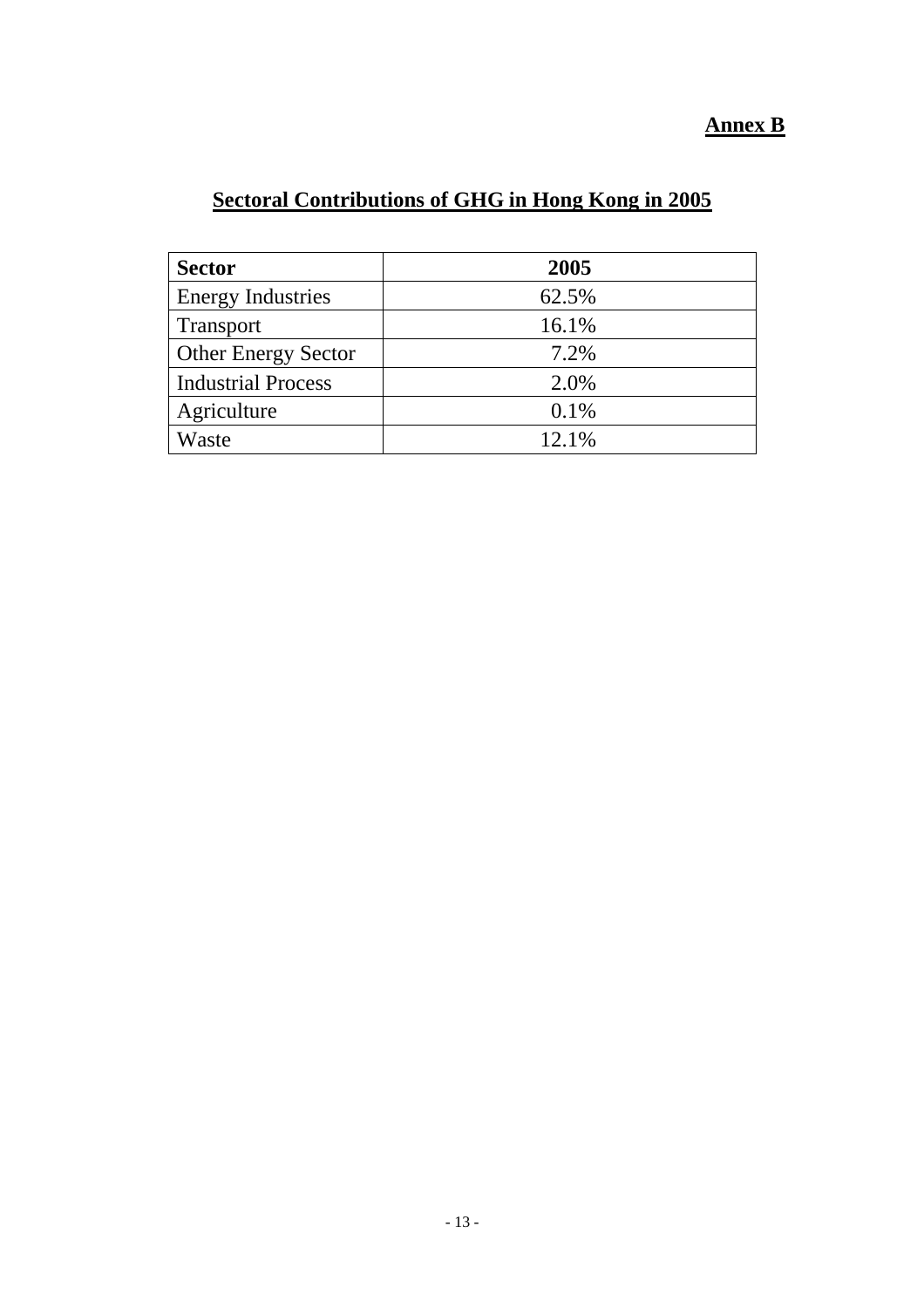**Annex B**

## Sectoral Contributions of GHG in Hong Kong in 2005

| **Sector** | **2005** |
|---|---|
| Energy Industries | 62.5% |
| Transport | 16.1% |
| Other Energy Sector | 7.2% |
| Industrial Process | 2.0% |
| Agriculture | 0.1% |
| Waste | 12.1% |